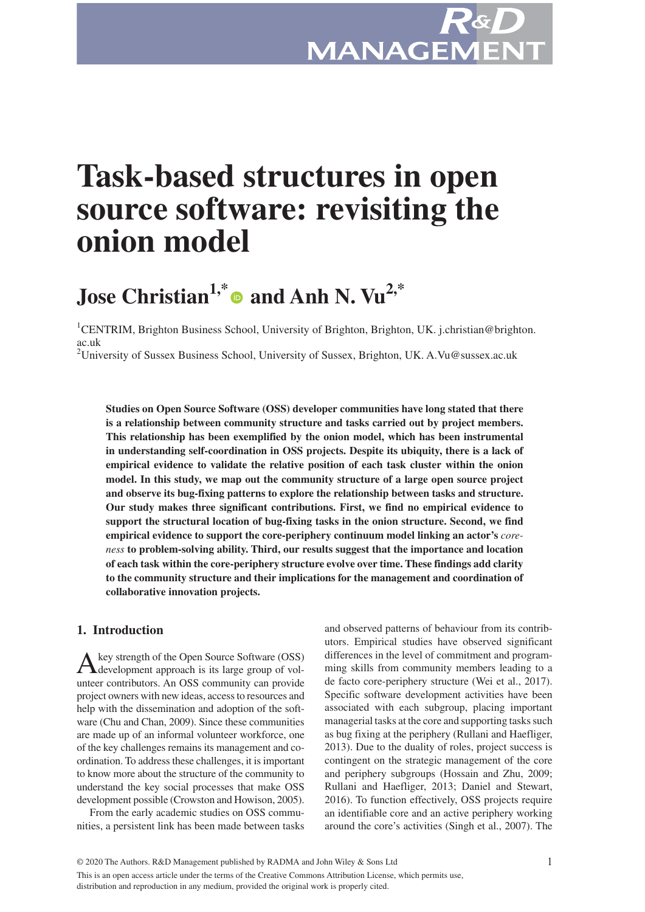# Task-based structures in open source software: revisiting the onion model

## Jose Christian[1,*] and Anh N. Vu[2,*]

[1]CENTRIM, Brighton Business School, University of Brighton, Brighton, UK. j.christian@brighton.ac.uk
[2]University of Sussex Business School, University of Sussex, Brighton, UK. A.Vu@sussex.ac.uk

**Studies on Open Source Software (OSS) developer communities have long stated that there is a relationship between community structure and tasks carried out by project members. This relationship has been exemplified by the onion model, which has been instrumental in understanding self-coordination in OSS projects. Despite its ubiquity, there is a lack of empirical evidence to validate the relative position of each task cluster within the onion model. In this study, we map out the community structure of a large open source project and observe its bug-fixing patterns to explore the relationship between tasks and structure. Our study makes three significant contributions. First, we find no empirical evidence to support the structural location of bug-fixing tasks in the onion structure. Second, we find empirical evidence to support the core-periphery continuum model linking an actor's *coreness* to problem-solving ability. Third, our results suggest that the importance and location of each task within the core-periphery structure evolve over time. These findings add clarity to the community structure and their implications for the management and coordination of collaborative innovation projects.**

## 1. Introduction

A key strength of the Open Source Software (OSS) development approach is its large group of volunteer contributors. An OSS community can provide project owners with new ideas, access to resources and help with the dissemination and adoption of the software (Chu and Chan, 2009). Since these communities are made up of an informal volunteer workforce, one of the key challenges remains its management and co-ordination. To address these challenges, it is important to know more about the structure of the community to understand the key social processes that make OSS development possible (Crowston and Howison, 2005).

From the early academic studies on OSS communities, a persistent link has been made between tasks and observed patterns of behaviour from its contributors. Empirical studies have observed significant differences in the level of commitment and programming skills from community members leading to a de facto core-periphery structure (Wei et al., 2017). Specific software development activities have been associated with each subgroup, placing important managerial tasks at the core and supporting tasks such as bug fixing at the periphery (Rullani and Haefliger, 2013). Due to the duality of roles, project success is contingent on the strategic management of the core and periphery subgroups (Hossain and Zhu, 2009; Rullani and Haefliger, 2013; Daniel and Stewart, 2016). To function effectively, OSS projects require an identifiable core and an active periphery working around the core's activities (Singh et al., 2007). The

© 2020 The Authors. R&D Management published by RADMA and John Wiley & Sons Ltd

This is an open access article under the terms of the Creative Commons Attribution License, which permits use, distribution and reproduction in any medium, provided the original work is properly cited.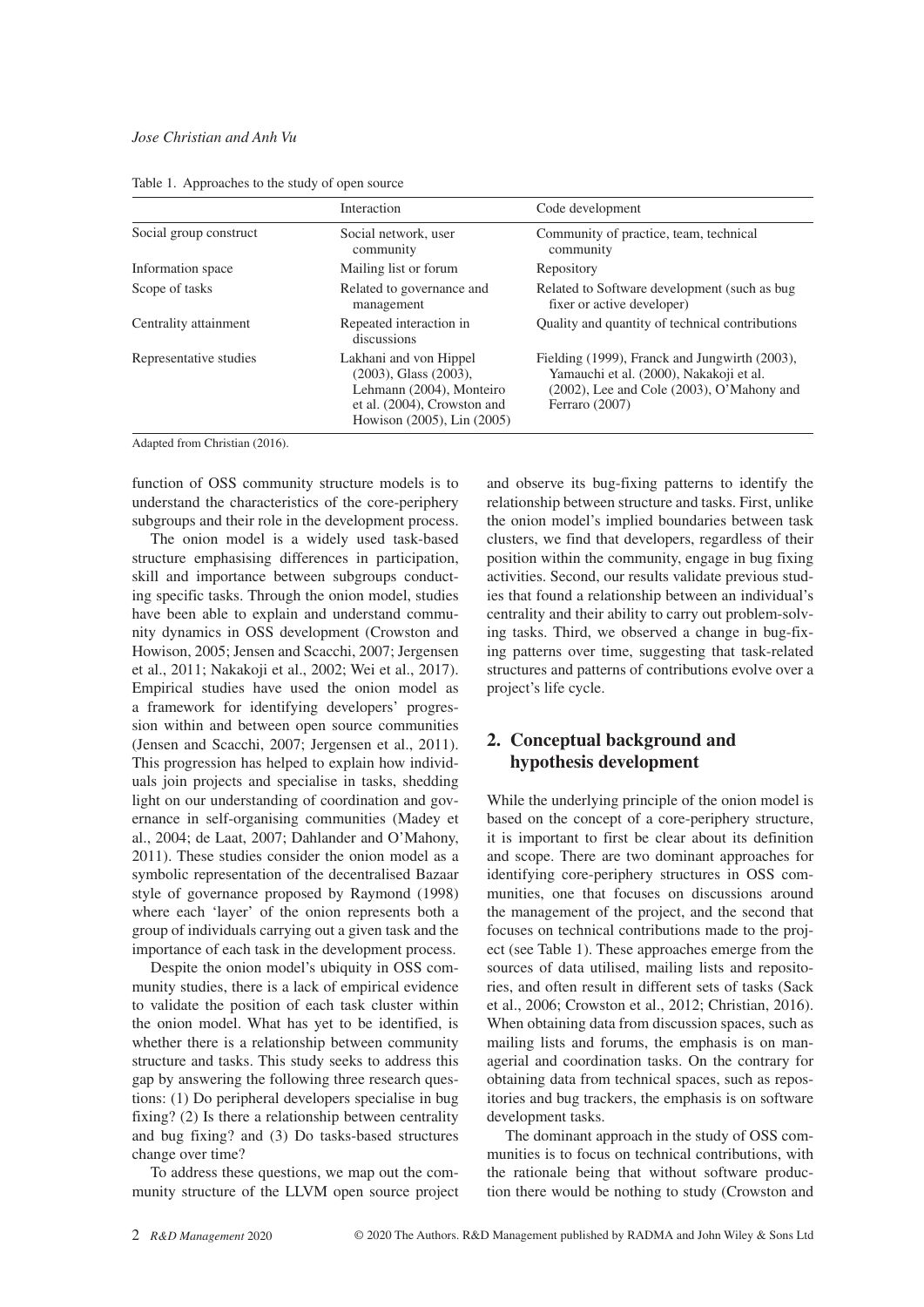Table 1. Approaches to the study of open source

| | Interaction | Code development |
|---|---|---|
| Social group construct | Social network, user community | Community of practice, team, technical community |
| Information space | Mailing list or forum | Repository |
| Scope of tasks | Related to governance and management | Related to Software development (such as bug fixer or active developer) |
| Centrality attainment | Repeated interaction in discussions | Quality and quantity of technical contributions |
| Representative studies | Lakhani and von Hippel (2003), Glass (2003), Lehmann (2004), Monteiro et al. (2004), Crowston and Howison (2005), Lin (2005) | Fielding (1999), Franck and Jungwirth (2003), Yamauchi et al. (2000), Nakakoji et al. (2002), Lee and Cole (2003), O'Mahony and Ferraro (2007) |

Adapted from Christian (2016).

function of OSS community structure models is to understand the characteristics of the core-periphery subgroups and their role in the development process.

The onion model is a widely used task-based structure emphasising differences in participation, skill and importance between subgroups conducting specific tasks. Through the onion model, studies have been able to explain and understand community dynamics in OSS development (Crowston and Howison, 2005; Jensen and Scacchi, 2007; Jergensen et al., 2011; Nakakoji et al., 2002; Wei et al., 2017). Empirical studies have used the onion model as a framework for identifying developers' progression within and between open source communities (Jensen and Scacchi, 2007; Jergensen et al., 2011). This progression has helped to explain how individuals join projects and specialise in tasks, shedding light on our understanding of coordination and governance in self-organising communities (Madey et al., 2004; de Laat, 2007; Dahlander and O'Mahony, 2011). These studies consider the onion model as a symbolic representation of the decentralised Bazaar style of governance proposed by Raymond (1998) where each 'layer' of the onion represents both a group of individuals carrying out a given task and the importance of each task in the development process.

Despite the onion model's ubiquity in OSS community studies, there is a lack of empirical evidence to validate the position of each task cluster within the onion model. What has yet to be identified, is whether there is a relationship between community structure and tasks. This study seeks to address this gap by answering the following three research questions: (1) Do peripheral developers specialise in bug fixing? (2) Is there a relationship between centrality and bug fixing? and (3) Do tasks-based structures change over time?

To address these questions, we map out the community structure of the LLVM open source project and observe its bug-fixing patterns to identify the relationship between structure and tasks. First, unlike the onion model's implied boundaries between task clusters, we find that developers, regardless of their position within the community, engage in bug fixing activities. Second, our results validate previous studies that found a relationship between an individual's centrality and their ability to carry out problem-solving tasks. Third, we observed a change in bug-fixing patterns over time, suggesting that task-related structures and patterns of contributions evolve over a project's life cycle.

## 2. Conceptual background and hypothesis development

While the underlying principle of the onion model is based on the concept of a core-periphery structure, it is important to first be clear about its definition and scope. There are two dominant approaches for identifying core-periphery structures in OSS communities, one that focuses on discussions around the management of the project, and the second that focuses on technical contributions made to the project (see Table 1). These approaches emerge from the sources of data utilised, mailing lists and repositories, and often result in different sets of tasks (Sack et al., 2006; Crowston et al., 2012; Christian, 2016). When obtaining data from discussion spaces, such as mailing lists and forums, the emphasis is on managerial and coordination tasks. On the contrary for obtaining data from technical spaces, such as repositories and bug trackers, the emphasis is on software development tasks.

The dominant approach in the study of OSS communities is to focus on technical contributions, with the rationale being that without software production there would be nothing to study (Crowston and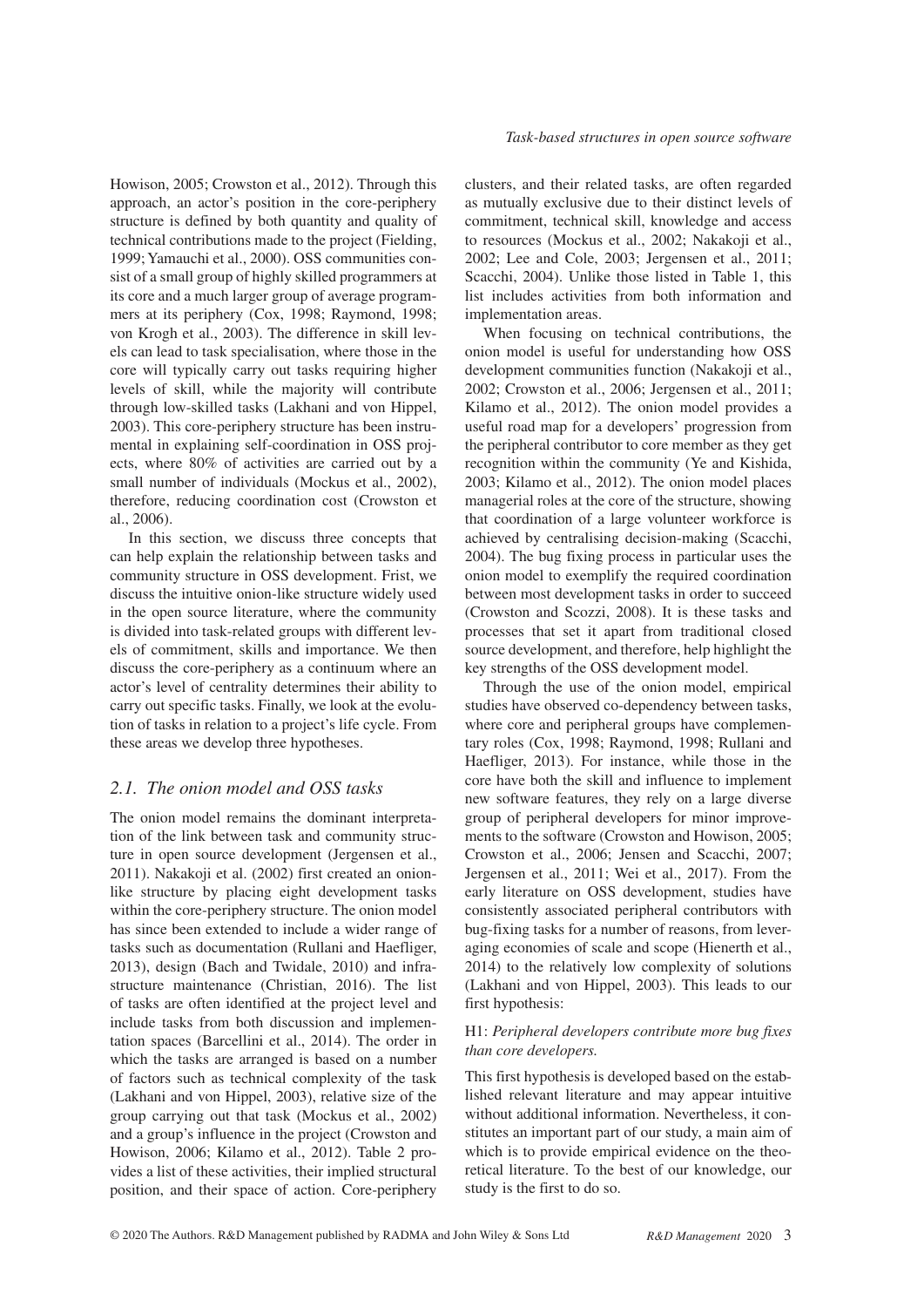Howison, 2005; Crowston et al., 2012). Through this approach, an actor's position in the core-periphery structure is defined by both quantity and quality of technical contributions made to the project (Fielding, 1999; Yamauchi et al., 2000). OSS communities consist of a small group of highly skilled programmers at its core and a much larger group of average programmers at its periphery (Cox, 1998; Raymond, 1998; von Krogh et al., 2003). The difference in skill levels can lead to task specialisation, where those in the core will typically carry out tasks requiring higher levels of skill, while the majority will contribute through low-skilled tasks (Lakhani and von Hippel, 2003). This core-periphery structure has been instrumental in explaining self-coordination in OSS projects, where 80% of activities are carried out by a small number of individuals (Mockus et al., 2002), therefore, reducing coordination cost (Crowston et al., 2006).

In this section, we discuss three concepts that can help explain the relationship between tasks and community structure in OSS development. Frist, we discuss the intuitive onion-like structure widely used in the open source literature, where the community is divided into task-related groups with different levels of commitment, skills and importance. We then discuss the core-periphery as a continuum where an actor's level of centrality determines their ability to carry out specific tasks. Finally, we look at the evolution of tasks in relation to a project's life cycle. From these areas we develop three hypotheses.

## 2.1. The onion model and OSS tasks

The onion model remains the dominant interpretation of the link between task and community structure in open source development (Jergensen et al., 2011). Nakakoji et al. (2002) first created an onion-like structure by placing eight development tasks within the core-periphery structure. The onion model has since been extended to include a wider range of tasks such as documentation (Rullani and Haefliger, 2013), design (Bach and Twidale, 2010) and infrastructure maintenance (Christian, 2016). The list of tasks are often identified at the project level and include tasks from both discussion and implementation spaces (Barcellini et al., 2014). The order in which the tasks are arranged is based on a number of factors such as technical complexity of the task (Lakhani and von Hippel, 2003), relative size of the group carrying out that task (Mockus et al., 2002) and a group's influence in the project (Crowston and Howison, 2006; Kilamo et al., 2012). Table 2 provides a list of these activities, their implied structural position, and their space of action. Core-periphery clusters, and their related tasks, are often regarded as mutually exclusive due to their distinct levels of commitment, technical skill, knowledge and access to resources (Mockus et al., 2002; Nakakoji et al., 2002; Lee and Cole, 2003; Jergensen et al., 2011; Scacchi, 2004). Unlike those listed in Table 1, this list includes activities from both information and implementation areas.

When focusing on technical contributions, the onion model is useful for understanding how OSS development communities function (Nakakoji et al., 2002; Crowston et al., 2006; Jergensen et al., 2011; Kilamo et al., 2012). The onion model provides a useful road map for a developers' progression from the peripheral contributor to core member as they get recognition within the community (Ye and Kishida, 2003; Kilamo et al., 2012). The onion model places managerial roles at the core of the structure, showing that coordination of a large volunteer workforce is achieved by centralising decision-making (Scacchi, 2004). The bug fixing process in particular uses the onion model to exemplify the required coordination between most development tasks in order to succeed (Crowston and Scozzi, 2008). It is these tasks and processes that set it apart from traditional closed source development, and therefore, help highlight the key strengths of the OSS development model.

Through the use of the onion model, empirical studies have observed co-dependency between tasks, where core and peripheral groups have complementary roles (Cox, 1998; Raymond, 1998; Rullani and Haefliger, 2013). For instance, while those in the core have both the skill and influence to implement new software features, they rely on a large diverse group of peripheral developers for minor improvements to the software (Crowston and Howison, 2005; Crowston et al., 2006; Jensen and Scacchi, 2007; Jergensen et al., 2011; Wei et al., 2017). From the early literature on OSS development, studies have consistently associated peripheral contributors with bug-fixing tasks for a number of reasons, from leveraging economies of scale and scope (Hienerth et al., 2014) to the relatively low complexity of solutions (Lakhani and von Hippel, 2003). This leads to our first hypothesis:

H1: *Peripheral developers contribute more bug fixes than core developers.*

This first hypothesis is developed based on the established relevant literature and may appear intuitive without additional information. Nevertheless, it constitutes an important part of our study, a main aim of which is to provide empirical evidence on the theoretical literature. To the best of our knowledge, our study is the first to do so.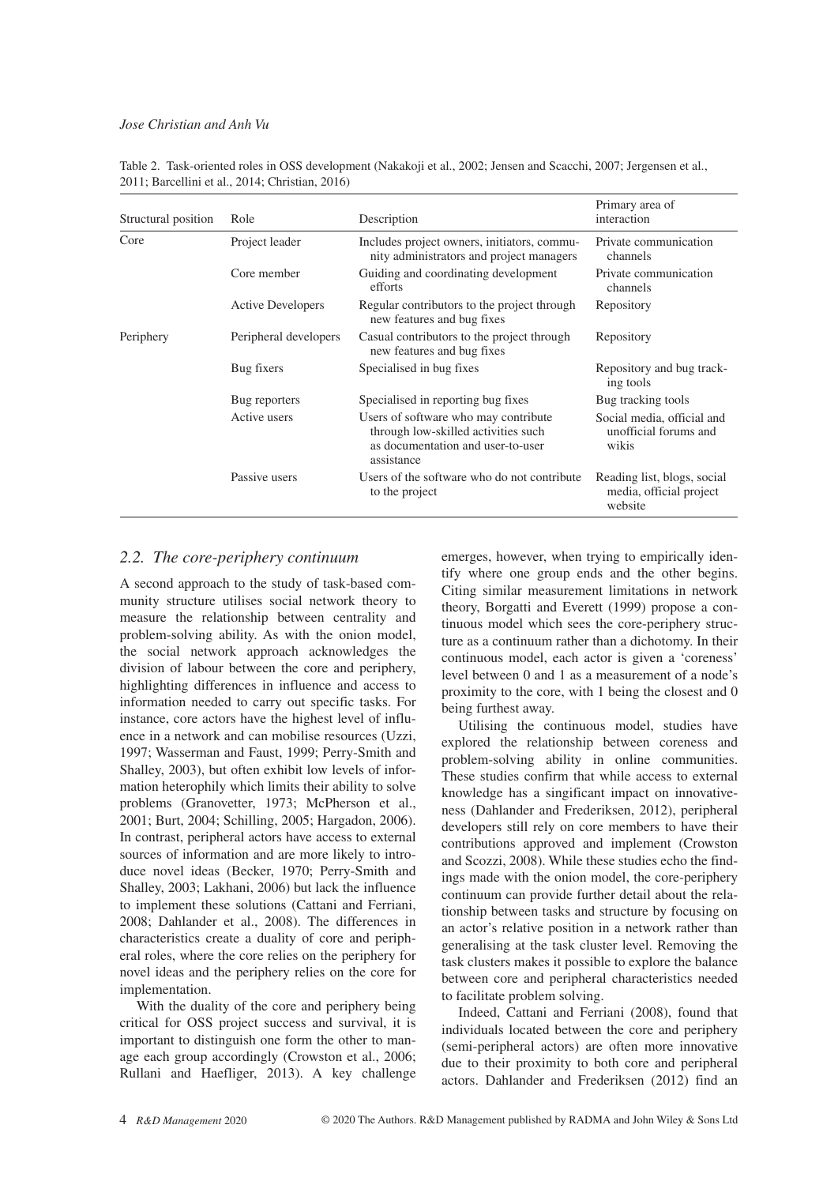Table 2. Task-oriented roles in OSS development (Nakakoji et al., 2002; Jensen and Scacchi, 2007; Jergensen et al., 2011; Barcellini et al., 2014; Christian, 2016)

| Structural position | Role | Description | Primary area of interaction |
|---|---|---|---|
| Core | Project leader | Includes project owners, initiators, community administrators and project managers | Private communication channels |
| | Core member | Guiding and coordinating development efforts | Private communication channels |
| | Active Developers | Regular contributors to the project through new features and bug fixes | Repository |
| Periphery | Peripheral developers | Casual contributors to the project through new features and bug fixes | Repository |
| | Bug fixers | Specialised in bug fixes | Repository and bug tracking tools |
| | Bug reporters | Specialised in reporting bug fixes | Bug tracking tools |
| | Active users | Users of software who may contribute through low-skilled activities such as documentation and user-to-user assistance | Social media, official and unofficial forums and wikis |
| | Passive users | Users of the software who do not contribute to the project | Reading list, blogs, social media, official project website |

### *2.2. The core-periphery continuum*

A second approach to the study of task-based community structure utilises social network theory to measure the relationship between centrality and problem-solving ability. As with the onion model, the social network approach acknowledges the division of labour between the core and periphery, highlighting differences in influence and access to information needed to carry out specific tasks. For instance, core actors have the highest level of influence in a network and can mobilise resources (Uzzi, 1997; Wasserman and Faust, 1999; Perry-Smith and Shalley, 2003), but often exhibit low levels of information heterophily which limits their ability to solve problems (Granovetter, 1973; McPherson et al., 2001; Burt, 2004; Schilling, 2005; Hargadon, 2006). In contrast, peripheral actors have access to external sources of information and are more likely to introduce novel ideas (Becker, 1970; Perry-Smith and Shalley, 2003; Lakhani, 2006) but lack the influence to implement these solutions (Cattani and Ferriani, 2008; Dahlander et al., 2008). The differences in characteristics create a duality of core and peripheral roles, where the core relies on the periphery for novel ideas and the periphery relies on the core for implementation.

With the duality of the core and periphery being critical for OSS project success and survival, it is important to distinguish one form the other to manage each group accordingly (Crowston et al., 2006; Rullani and Haefliger, 2013). A key challenge emerges, however, when trying to empirically identify where one group ends and the other begins. Citing similar measurement limitations in network theory, Borgatti and Everett (1999) propose a continuous model which sees the core-periphery structure as a continuum rather than a dichotomy. In their continuous model, each actor is given a 'coreness' level between 0 and 1 as a measurement of a node's proximity to the core, with 1 being the closest and 0 being furthest away.

Utilising the continuous model, studies have explored the relationship between coreness and problem-solving ability in online communities. These studies confirm that while access to external knowledge has a singificant impact on innovativeness (Dahlander and Frederiksen, 2012), peripheral developers still rely on core members to have their contributions approved and implement (Crowston and Scozzi, 2008). While these studies echo the findings made with the onion model, the core-periphery continuum can provide further detail about the relationship between tasks and structure by focusing on an actor's relative position in a network rather than generalising at the task cluster level. Removing the task clusters makes it possible to explore the balance between core and peripheral characteristics needed to facilitate problem solving.

Indeed, Cattani and Ferriani (2008), found that individuals located between the core and periphery (semi-peripheral actors) are often more innovative due to their proximity to both core and peripheral actors. Dahlander and Frederiksen (2012) find an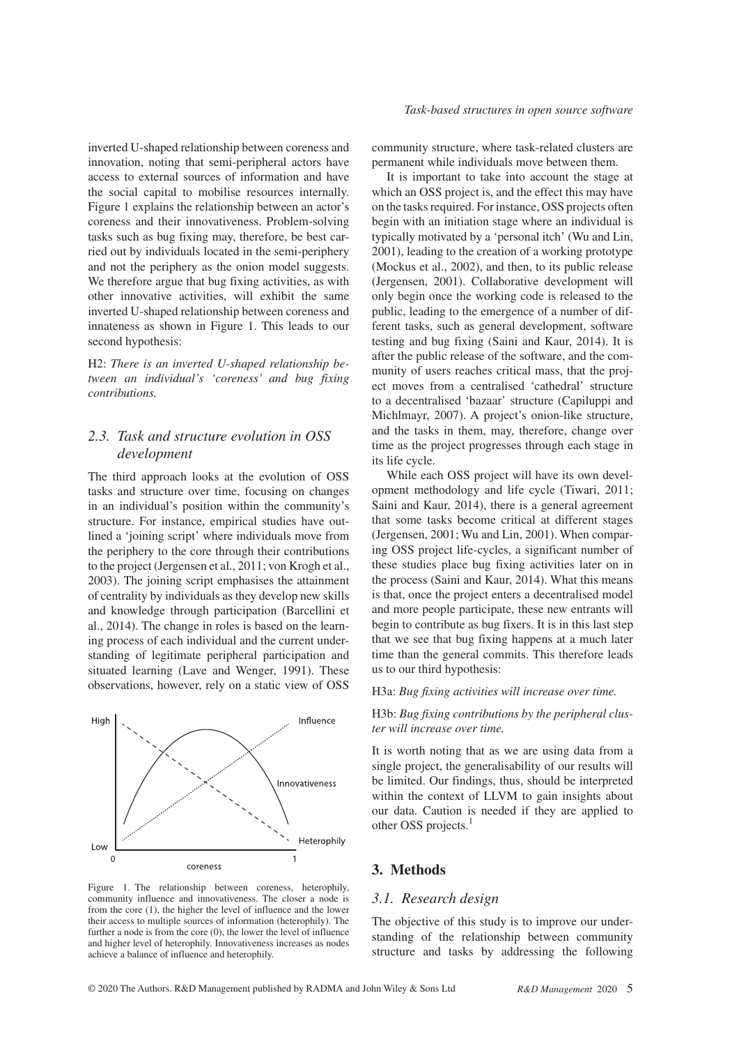inverted U-shaped relationship between coreness and innovation, noting that semi-peripheral actors have access to external sources of information and have the social capital to mobilise resources internally. Figure 1 explains the relationship between an actor's coreness and their innovativeness. Problem-solving tasks such as bug fixing may, therefore, be best carried out by individuals located in the semi-periphery and not the periphery as the onion model suggests. We therefore argue that bug fixing activities, as with other innovative activities, will exhibit the same inverted U-shaped relationship between coreness and innateness as shown in Figure 1. This leads to our second hypothesis:

H2: *There is an inverted U-shaped relationship between an individual's 'coreness' and bug fixing contributions.*

## 2.3. Task and structure evolution in OSS development

The third approach looks at the evolution of OSS tasks and structure over time, focusing on changes in an individual's position within the community's structure. For instance, empirical studies have outlined a 'joining script' where individuals move from the periphery to the core through their contributions to the project (Jergensen et al., 2011; von Krogh et al., 2003). The joining script emphasises the attainment of centrality by individuals as they develop new skills and knowledge through participation (Barcellini et al., 2014). The change in roles is based on the learning process of each individual and the current understanding of legitimate peripheral participation and situated learning (Lave and Wenger, 1991). These observations, however, rely on a static view of OSS community structure, where task-related clusters are permanent while individuals move between them.

Figure 1. The relationship between coreness, heterophily, community influence and innovativeness. The closer a node is from the core (1), the higher the level of influence and the lower their access to multiple sources of information (heterophily). The further a node is from the core (0), the lower the level of influence and higher level of heterophily. Innovativeness increases as nodes achieve a balance of influence and heterophily.

It is important to take into account the stage at which an OSS project is, and the effect this may have on the tasks required. For instance, OSS projects often begin with an initiation stage where an individual is typically motivated by a 'personal itch' (Wu and Lin, 2001), leading to the creation of a working prototype (Mockus et al., 2002), and then, to its public release (Jergensen, 2001). Collaborative development will only begin once the working code is released to the public, leading to the emergence of a number of different tasks, such as general development, software testing and bug fixing (Saini and Kaur, 2014). It is after the public release of the software, and the community of users reaches critical mass, that the project moves from a centralised 'cathedral' structure to a decentralised 'bazaar' structure (Capiluppi and Michlmayr, 2007). A project's onion-like structure, and the tasks in them, may, therefore, change over time as the project progresses through each stage in its life cycle.

While each OSS project will have its own development methodology and life cycle (Tiwari, 2011; Saini and Kaur, 2014), there is a general agreement that some tasks become critical at different stages (Jergensen, 2001; Wu and Lin, 2001). When comparing OSS project life-cycles, a significant number of these studies place bug fixing activities later on in the process (Saini and Kaur, 2014). What this means is that, once the project enters a decentralised model and more people participate, these new entrants will begin to contribute as bug fixers. It is in this last step that we see that bug fixing happens at a much later time than the general commits. This therefore leads us to our third hypothesis:

H3a: *Bug fixing activities will increase over time.*

H3b: *Bug fixing contributions by the peripheral cluster will increase over time.*

It is worth noting that as we are using data from a single project, the generalisability of our results will be limited. Our findings, thus, should be interpreted within the context of LLVM to gain insights about our data. Caution is needed if they are applied to other OSS projects.[1]

# 3. Methods

## 3.1. Research design

The objective of this study is to improve our understanding of the relationship between community structure and tasks by addressing the following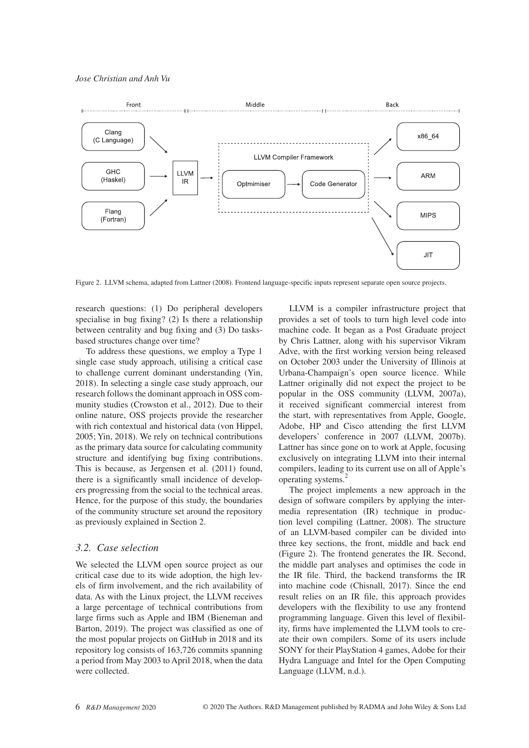Figure 2. LLVM schema, adapted from Lattner (2008). Frontend language-specific inputs represent separate open source projects.

research questions: (1) Do peripheral developers specialise in bug fixing? (2) Is there a relationship between centrality and bug fixing and (3) Do tasks-based structures change over time?

To address these questions, we employ a Type 1 single case study approach, utilising a critical case to challenge current dominant understanding (Yin, 2018). In selecting a single case study approach, our research follows the dominant approach in OSS community studies (Crowston et al., 2012). Due to their online nature, OSS projects provide the researcher with rich contextual and historical data (von Hippel, 2005; Yin, 2018). We rely on technical contributions as the primary data source for calculating community structure and identifying bug fixing contributions. This is because, as Jergensen et al. (2011) found, there is a significantly small incidence of developers progressing from the social to the technical areas. Hence, for the purpose of this study, the boundaries of the community structure set around the repository as previously explained in Section 2.

### 3.2. Case selection

We selected the LLVM open source project as our critical case due to its wide adoption, the high levels of firm involvement, and the rich availability of data. As with the Linux project, the LLVM receives a large percentage of technical contributions from large firms such as Apple and IBM (Bieneman and Barton, 2019). The project was classified as one of the most popular projects on GitHub in 2018 and its repository log consists of 163,726 commits spanning a period from May 2003 to April 2018, when the data were collected.

LLVM is a compiler infrastructure project that provides a set of tools to turn high level code into machine code. It began as a Post Graduate project by Chris Lattner, along with his supervisor Vikram Adve, with the first working version being released on October 2003 under the University of Illinois at Urbana-Champaign's open source licence. While Lattner originally did not expect the project to be popular in the OSS community (LLVM, 2007a), it received significant commercial interest from the start, with representatives from Apple, Google, Adobe, HP and Cisco attending the first LLVM developers' conference in 2007 (LLVM, 2007b). Lattner has since gone on to work at Apple, focusing exclusively on integrating LLVM into their internal compilers, leading to its current use on all of Apple's operating systems.[2]

The project implements a new approach in the design of software compilers by applying the intermedia representation (IR) technique in production level compiling (Lattner, 2008). The structure of an LLVM-based compiler can be divided into three key sections, the front, middle and back end (Figure 2). The frontend generates the IR. Second, the middle part analyses and optimises the code in the IR file. Third, the backend transforms the IR into machine code (Chisnall, 2017). Since the end result relies on an IR file, this approach provides developers with the flexibility to use any frontend programming language. Given this level of flexibility, firms have implemented the LLVM tools to create their own compilers. Some of its users include SONY for their PlayStation 4 games, Adobe for their Hydra Language and Intel for the Open Computing Language (LLVM, n.d.).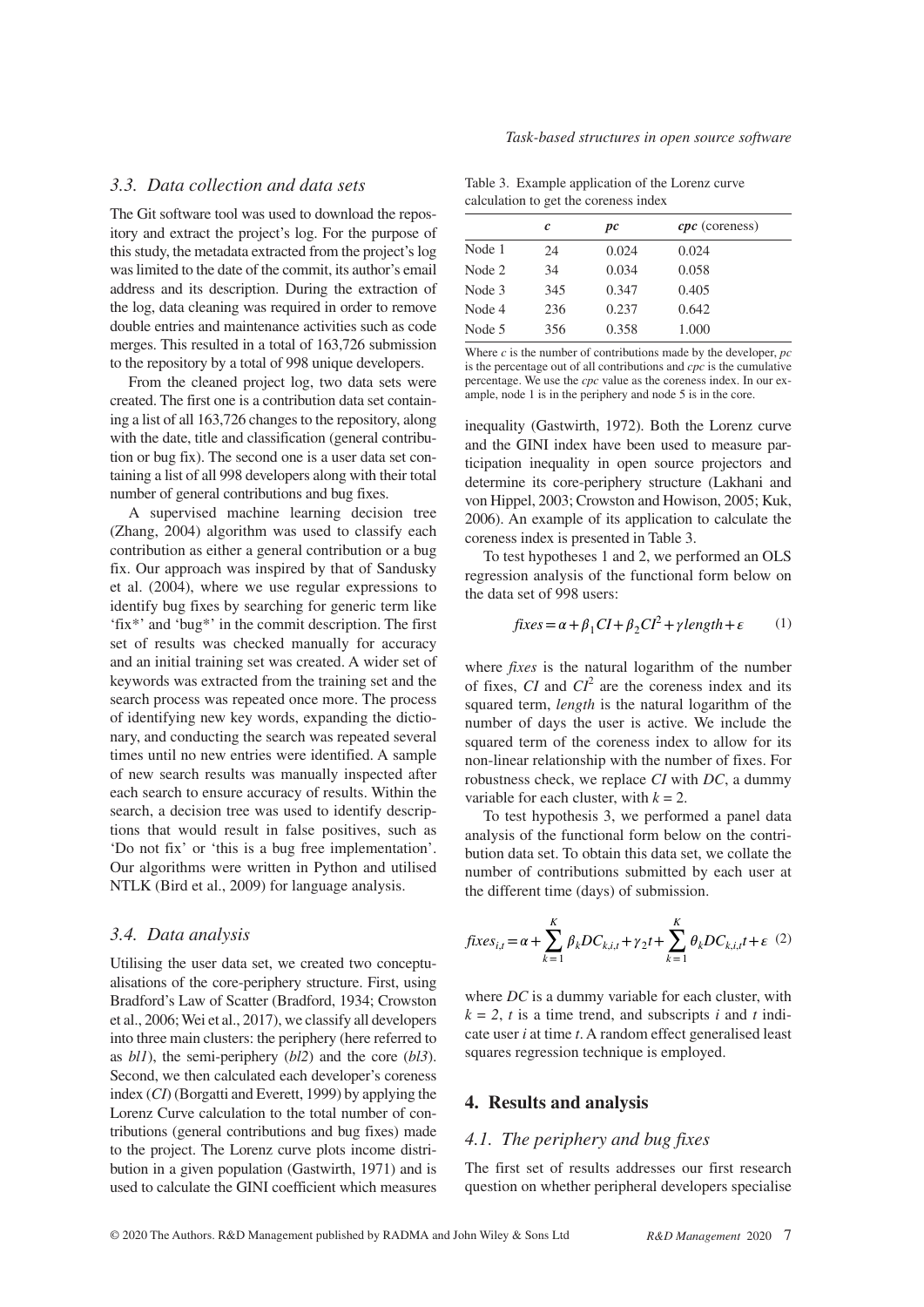### 3.3. Data collection and data sets

The Git software tool was used to download the repository and extract the project's log. For the purpose of this study, the metadata extracted from the project's log was limited to the date of the commit, its author's email address and its description. During the extraction of the log, data cleaning was required in order to remove double entries and maintenance activities such as code merges. This resulted in a total of 163,726 submission to the repository by a total of 998 unique developers.

From the cleaned project log, two data sets were created. The first one is a contribution data set containing a list of all 163,726 changes to the repository, along with the date, title and classification (general contribution or bug fix). The second one is a user data set containing a list of all 998 developers along with their total number of general contributions and bug fixes.

A supervised machine learning decision tree (Zhang, 2004) algorithm was used to classify each contribution as either a general contribution or a bug fix. Our approach was inspired by that of Sandusky et al. (2004), where we use regular expressions to identify bug fixes by searching for generic term like 'fix*' and 'bug*' in the commit description. The first set of results was checked manually for accuracy and an initial training set was created. A wider set of keywords was extracted from the training set and the search process was repeated once more. The process of identifying new key words, expanding the dictionary, and conducting the search was repeated several times until no new entries were identified. A sample of new search results was manually inspected after each search to ensure accuracy of results. Within the search, a decision tree was used to identify descriptions that would result in false positives, such as 'Do not fix' or 'this is a bug free implementation'. Our algorithms were written in Python and utilised NTLK (Bird et al., 2009) for language analysis.

### 3.4. Data analysis

Utilising the user data set, we created two conceptualisations of the core-periphery structure. First, using Bradford's Law of Scatter (Bradford, 1934; Crowston et al., 2006; Wei et al., 2017), we classify all developers into three main clusters: the periphery (here referred to as *bl1*), the semi-periphery (*bl2*) and the core (*bl3*). Second, we then calculated each developer's coreness index (*CI*) (Borgatti and Everett, 1999) by applying the Lorenz Curve calculation to the total number of contributions (general contributions and bug fixes) made to the project. The Lorenz curve plots income distribution in a given population (Gastwirth, 1971) and is used to calculate the GINI coefficient which measures inequality (Gastwirth, 1972). Both the Lorenz curve and the GINI index have been used to measure participation inequality in open source projectors and determine its core-periphery structure (Lakhani and von Hippel, 2003; Crowston and Howison, 2005; Kuk, 2006). An example of its application to calculate the coreness index is presented in Table 3.

Table 3. Example application of the Lorenz curve calculation to get the coreness index

| | *c* | *pc* | *cpc* (coreness) |
|---|---|---|---|
| Node 1 | 24 | 0.024 | 0.024 |
| Node 2 | 34 | 0.034 | 0.058 |
| Node 3 | 345 | 0.347 | 0.405 |
| Node 4 | 236 | 0.237 | 0.642 |
| Node 5 | 356 | 0.358 | 1.000 |

Where *c* is the number of contributions made by the developer, *pc* is the percentage out of all contributions and *cpc* is the cumulative percentage. We use the *cpc* value as the coreness index. In our example, node 1 is in the periphery and node 5 is in the core.

To test hypotheses 1 and 2, we performed an OLS regression analysis of the functional form below on the data set of 998 users:

$$fixes = \alpha + \beta_1 CI + \beta_2 CI^2 + \gamma length + \varepsilon \quad (1)$$

where *fixes* is the natural logarithm of the number of fixes, $CI$ and $CI^2$ are the coreness index and its squared term, *length* is the natural logarithm of the number of days the user is active. We include the squared term of the coreness index to allow for its non-linear relationship with the number of fixes. For robustness check, we replace $CI$ with $DC$, a dummy variable for each cluster, with $k = 2$.

To test hypothesis 3, we performed a panel data analysis of the functional form below on the contribution data set. To obtain this data set, we collate the number of contributions submitted by each user at the different time (days) of submission.

$$fixes_{i,t} = \alpha + \sum_{k=1}^{K} \beta_k DC_{k,i,t} + \gamma_2 t + \sum_{k=1}^{K} \theta_k DC_{k,i,t} t + \varepsilon \quad (2)$$

where $DC$ is a dummy variable for each cluster, with $k = 2$, $t$ is a time trend, and subscripts $i$ and $t$ indicate user $i$ at time $t$. A random effect generalised least squares regression technique is employed.

## 4. Results and analysis

### 4.1. The periphery and bug fixes

The first set of results addresses our first research question on whether peripheral developers specialise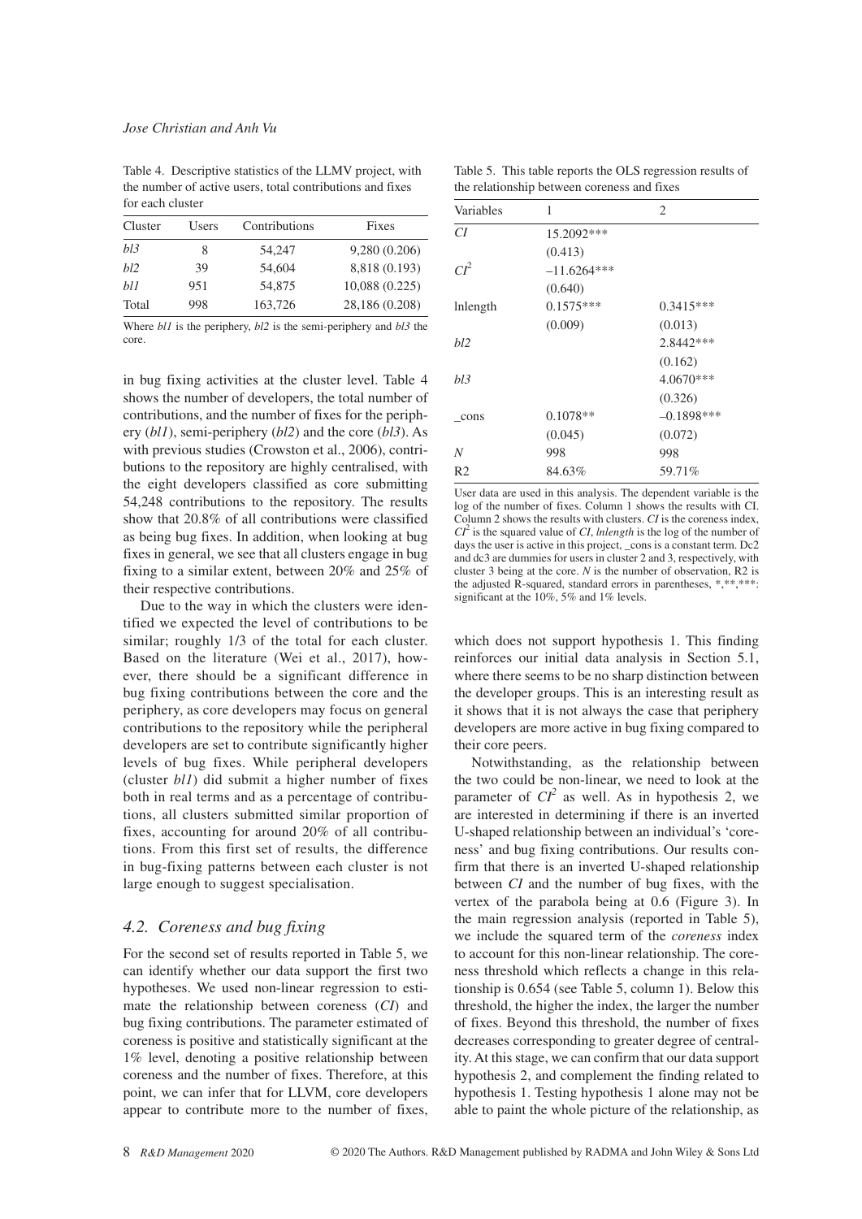Table 4. Descriptive statistics of the LLMV project, with the number of active users, total contributions and fixes for each cluster

| Cluster | Users | Contributions | Fixes |
|---|---|---|---|
| *bl3* | 8 | 54,247 | 9,280 (0.206) |
| *bl2* | 39 | 54,604 | 8,818 (0.193) |
| *bl1* | 951 | 54,875 | 10,088 (0.225) |
| Total | 998 | 163,726 | 28,186 (0.208) |

Where *bl1* is the periphery, *bl2* is the semi-periphery and *bl3* the core.

in bug fixing activities at the cluster level. Table 4 shows the number of developers, the total number of contributions, and the number of fixes for the periphery (*bl1*), semi-periphery (*bl2*) and the core (*bl3*). As with previous studies (Crowston et al., 2006), contributions to the repository are highly centralised, with the eight developers classified as core submitting 54,248 contributions to the repository. The results show that 20.8% of all contributions were classified as being bug fixes. In addition, when looking at bug fixes in general, we see that all clusters engage in bug fixing to a similar extent, between 20% and 25% of their respective contributions.

Due to the way in which the clusters were identified we expected the level of contributions to be similar; roughly 1/3 of the total for each cluster. Based on the literature (Wei et al., 2017), however, there should be a significant difference in bug fixing contributions between the core and the periphery, as core developers may focus on general contributions to the repository while the peripheral developers are set to contribute significantly higher levels of bug fixes. While peripheral developers (cluster *bl1*) did submit a higher number of fixes both in real terms and as a percentage of contributions, all clusters submitted similar proportion of fixes, accounting for around 20% of all contributions. From this first set of results, the difference in bug-fixing patterns between each cluster is not large enough to suggest specialisation.

## 4.2. Coreness and bug fixing

For the second set of results reported in Table 5, we can identify whether our data support the first two hypotheses. We used non-linear regression to estimate the relationship between coreness (*CI*) and bug fixing contributions. The parameter estimated of coreness is positive and statistically significant at the 1% level, denoting a positive relationship between coreness and the number of fixes. Therefore, at this point, we can infer that for LLVM, core developers appear to contribute more to the number of fixes,

Table 5. This table reports the OLS regression results of the relationship between coreness and fixes

| Variables | 1 | 2 |
|---|---|---|
| *CI* | 15.2092*** | |
| | (0.413) | |
| $CI^2$ | –11.6264*** | |
| | (0.640) | |
| lnlength | 0.1575*** | 0.3415*** |
| | (0.009) | (0.013) |
| *bl2* | | 2.8442*** |
| | | (0.162) |
| *bl3* | | 4.0670*** |
| | | (0.326) |
| _cons | 0.1078** | –0.1898*** |
| | (0.045) | (0.072) |
| *N* | 998 | 998 |
| R2 | 84.63% | 59.71% |

User data are used in this analysis. The dependent variable is the log of the number of fixes. Column 1 shows the results with CI. Column 2 shows the results with clusters. *CI* is the coreness index, $CI^2$ is the squared value of *CI*, *lnlength* is the log of the number of days the user is active in this project, _cons is a constant term. Dc2 and dc3 are dummies for users in cluster 2 and 3, respectively, with cluster 3 being at the core. *N* is the number of observation, R2 is the adjusted R-squared, standard errors in parentheses, *,**,***: significant at the 10%, 5% and 1% levels.

which does not support hypothesis 1. This finding reinforces our initial data analysis in Section 5.1, where there seems to be no sharp distinction between the developer groups. This is an interesting result as it shows that it is not always the case that periphery developers are more active in bug fixing compared to their core peers.

Notwithstanding, as the relationship between the two could be non-linear, we need to look at the parameter of $CI^2$ as well. As in hypothesis 2, we are interested in determining if there is an inverted U-shaped relationship between an individual's 'coreness' and bug fixing contributions. Our results confirm that there is an inverted U-shaped relationship between *CI* and the number of bug fixes, with the vertex of the parabola being at 0.6 (Figure 3). In the main regression analysis (reported in Table 5), we include the squared term of the *coreness* index to account for this non-linear relationship. The coreness threshold which reflects a change in this relationship is 0.654 (see Table 5, column 1). Below this threshold, the higher the index, the larger the number of fixes. Beyond this threshold, the number of fixes decreases corresponding to greater degree of centrality. At this stage, we can confirm that our data support hypothesis 2, and complement the finding related to hypothesis 1. Testing hypothesis 1 alone may not be able to paint the whole picture of the relationship, as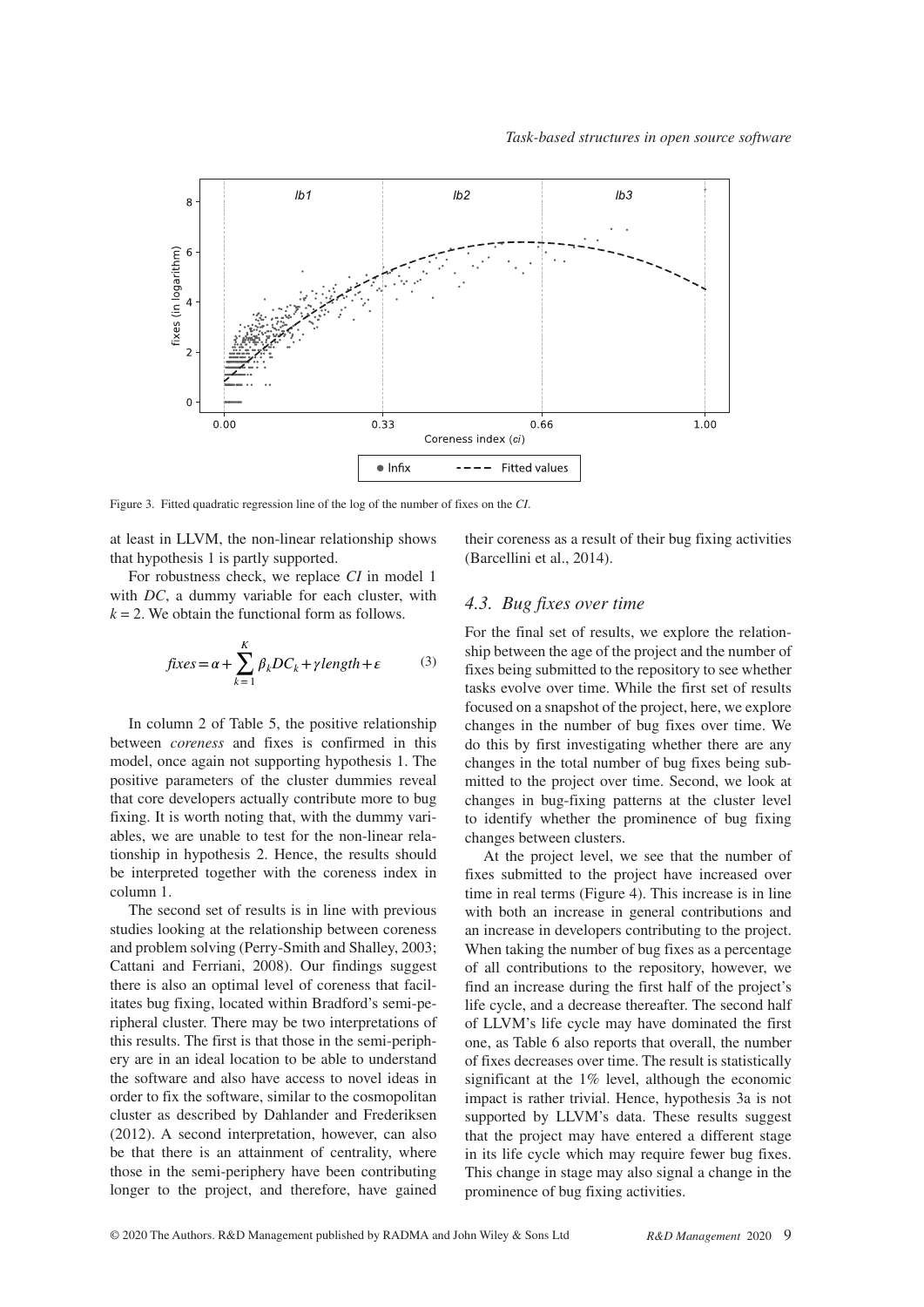lb1

lb2

lb3

8

6

4

2

0

fixes (in logarithm)

0.00

0.33

0.66

1.00

Coreness index (*ci*)

● lnfix

---- Fitted values

Figure 3. Fitted quadratic regression line of the log of the number of fixes on the *CI*.

at least in LLVM, the non-linear relationship shows that hypothesis 1 is partly supported.

For robustness check, we replace *CI* in model 1 with *DC*, a dummy variable for each cluster, with $k = 2$. We obtain the functional form as follows.

$$fixes = \alpha + \sum_{k=1}^{K} \beta_k DC_k + \gamma length + \varepsilon \tag{3}$$

In column 2 of Table 5, the positive relationship between *coreness* and fixes is confirmed in this model, once again not supporting hypothesis 1. The positive parameters of the cluster dummies reveal that core developers actually contribute more to bug fixing. It is worth noting that, with the dummy variables, we are unable to test for the non-linear relationship in hypothesis 2. Hence, the results should be interpreted together with the coreness index in column 1.

The second set of results is in line with previous studies looking at the relationship between coreness and problem solving (Perry-Smith and Shalley, 2003; Cattani and Ferriani, 2008). Our findings suggest there is also an optimal level of coreness that facilitates bug fixing, located within Bradford's semi-peripheral cluster. There may be two interpretations of this results. The first is that those in the semi-periphery are in an ideal location to be able to understand the software and also have access to novel ideas in order to fix the software, similar to the cosmopolitan cluster as described by Dahlander and Frederiksen (2012). A second interpretation, however, can also be that there is an attainment of centrality, where those in the semi-periphery have been contributing longer to the project, and therefore, have gained their coreness as a result of their bug fixing activities (Barcellini et al., 2014).

### *4.3. Bug fixes over time*

For the final set of results, we explore the relationship between the age of the project and the number of fixes being submitted to the repository to see whether tasks evolve over time. While the first set of results focused on a snapshot of the project, here, we explore changes in the number of bug fixes over time. We do this by first investigating whether there are any changes in the total number of bug fixes being submitted to the project over time. Second, we look at changes in bug-fixing patterns at the cluster level to identify whether the prominence of bug fixing changes between clusters.

At the project level, we see that the number of fixes submitted to the project have increased over time in real terms (Figure 4). This increase is in line with both an increase in general contributions and an increase in developers contributing to the project. When taking the number of bug fixes as a percentage of all contributions to the repository, however, we find an increase during the first half of the project's life cycle, and a decrease thereafter. The second half of LLVM's life cycle may have dominated the first one, as Table 6 also reports that overall, the number of fixes decreases over time. The result is statistically significant at the 1% level, although the economic impact is rather trivial. Hence, hypothesis 3a is not supported by LLVM's data. These results suggest that the project may have entered a different stage in its life cycle which may require fewer bug fixes. This change in stage may also signal a change in the prominence of bug fixing activities.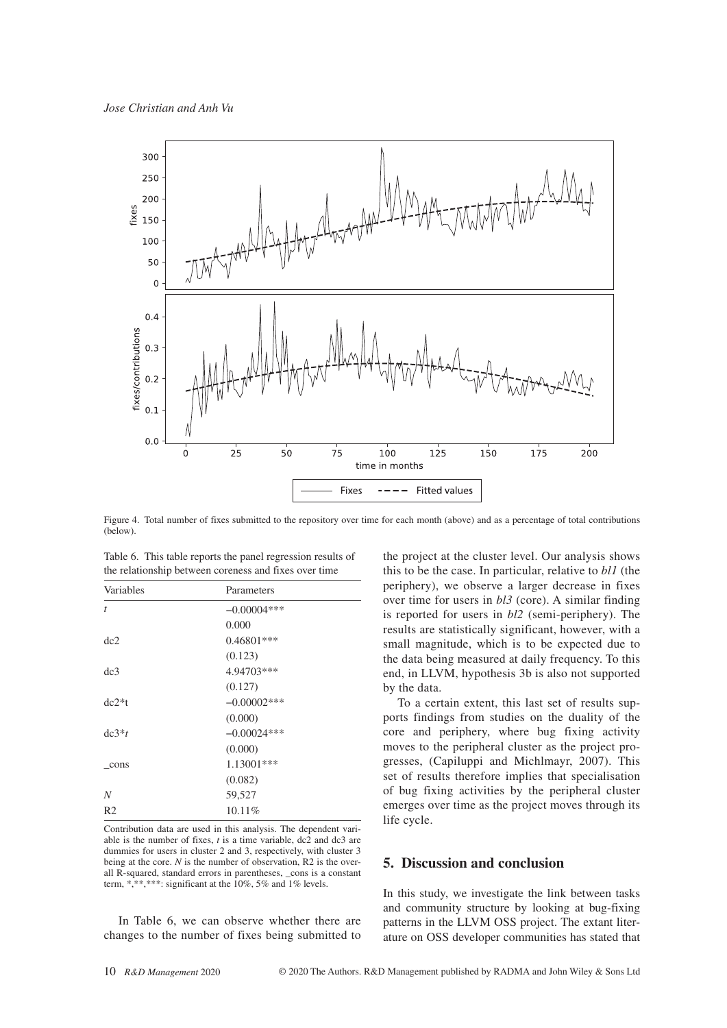Figure 4. Total number of fixes submitted to the repository over time for each month (above) and as a percentage of total contributions (below).

Table 6. This table reports the panel regression results of the relationship between coreness and fixes over time

| Variables | Parameters |
|---|---|
| *t* | −0.00004*** |
| | 0.000 |
| dc2 | 0.46801*** |
| | (0.123) |
| dc3 | 4.94703*** |
| | (0.127) |
| dc2*t | −0.00002*** |
| | (0.000) |
| dc3*$t$ | −0.00024*** |
| | (0.000) |
| _cons | 1.13001*** |
| | (0.082) |
| *N* | 59,527 |
| R2 | 10.11% |

Contribution data are used in this analysis. The dependent variable is the number of fixes, *t* is a time variable, dc2 and dc3 are dummies for users in cluster 2 and 3, respectively, with cluster 3 being at the core. *N* is the number of observation, R2 is the overall R-squared, standard errors in parentheses, _cons is a constant term, *,**,***: significant at the 10%, 5% and 1% levels.

In Table 6, we can observe whether there are changes to the number of fixes being submitted to the project at the cluster level. Our analysis shows this to be the case. In particular, relative to *bl1* (the periphery), we observe a larger decrease in fixes over time for users in *bl3* (core). A similar finding is reported for users in *bl2* (semi-periphery). The results are statistically significant, however, with a small magnitude, which is to be expected due to the data being measured at daily frequency. To this end, in LLVM, hypothesis 3b is also not supported by the data.

To a certain extent, this last set of results supports findings from studies on the duality of the core and periphery, where bug fixing activity moves to the peripheral cluster as the project progresses, (Capiluppi and Michlmayr, 2007). This set of results therefore implies that specialisation of bug fixing activities by the peripheral cluster emerges over time as the project moves through its life cycle.

## 5. Discussion and conclusion

In this study, we investigate the link between tasks and community structure by looking at bug-fixing patterns in the LLVM OSS project. The extant literature on OSS developer communities has stated that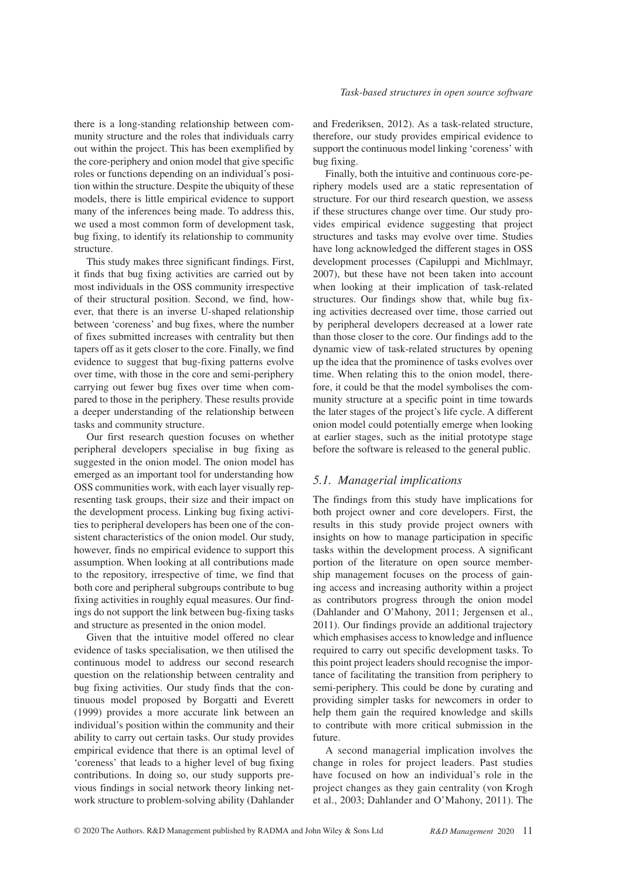there is a long-standing relationship between community structure and the roles that individuals carry out within the project. This has been exemplified by the core-periphery and onion model that give specific roles or functions depending on an individual's position within the structure. Despite the ubiquity of these models, there is little empirical evidence to support many of the inferences being made. To address this, we used a most common form of development task, bug fixing, to identify its relationship to community structure.

This study makes three significant findings. First, it finds that bug fixing activities are carried out by most individuals in the OSS community irrespective of their structural position. Second, we find, however, that there is an inverse U-shaped relationship between 'coreness' and bug fixes, where the number of fixes submitted increases with centrality but then tapers off as it gets closer to the core. Finally, we find evidence to suggest that bug-fixing patterns evolve over time, with those in the core and semi-periphery carrying out fewer bug fixes over time when compared to those in the periphery. These results provide a deeper understanding of the relationship between tasks and community structure.

Our first research question focuses on whether peripheral developers specialise in bug fixing as suggested in the onion model. The onion model has emerged as an important tool for understanding how OSS communities work, with each layer visually representing task groups, their size and their impact on the development process. Linking bug fixing activities to peripheral developers has been one of the consistent characteristics of the onion model. Our study, however, finds no empirical evidence to support this assumption. When looking at all contributions made to the repository, irrespective of time, we find that both core and peripheral subgroups contribute to bug fixing activities in roughly equal measures. Our findings do not support the link between bug-fixing tasks and structure as presented in the onion model.

Given that the intuitive model offered no clear evidence of tasks specialisation, we then utilised the continuous model to address our second research question on the relationship between centrality and bug fixing activities. Our study finds that the continuous model proposed by Borgatti and Everett (1999) provides a more accurate link between an individual's position within the community and their ability to carry out certain tasks. Our study provides empirical evidence that there is an optimal level of 'coreness' that leads to a higher level of bug fixing contributions. In doing so, our study supports previous findings in social network theory linking network structure to problem-solving ability (Dahlander and Frederiksen, 2012). As a task-related structure, therefore, our study provides empirical evidence to support the continuous model linking 'coreness' with bug fixing.

Finally, both the intuitive and continuous core-periphery models used are a static representation of structure. For our third research question, we assess if these structures change over time. Our study provides empirical evidence suggesting that project structures and tasks may evolve over time. Studies have long acknowledged the different stages in OSS development processes (Capiluppi and Michlmayr, 2007), but these have not been taken into account when looking at their implication of task-related structures. Our findings show that, while bug fixing activities decreased over time, those carried out by peripheral developers decreased at a lower rate than those closer to the core. Our findings add to the dynamic view of task-related structures by opening up the idea that the prominence of tasks evolves over time. When relating this to the onion model, therefore, it could be that the model symbolises the community structure at a specific point in time towards the later stages of the project's life cycle. A different onion model could potentially emerge when looking at earlier stages, such as the initial prototype stage before the software is released to the general public.

## *5.1. Managerial implications*

The findings from this study have implications for both project owner and core developers. First, the results in this study provide project owners with insights on how to manage participation in specific tasks within the development process. A significant portion of the literature on open source membership management focuses on the process of gaining access and increasing authority within a project as contributors progress through the onion model (Dahlander and O'Mahony, 2011; Jergensen et al., 2011). Our findings provide an additional trajectory which emphasises access to knowledge and influence required to carry out specific development tasks. To this point project leaders should recognise the importance of facilitating the transition from periphery to semi-periphery. This could be done by curating and providing simpler tasks for newcomers in order to help them gain the required knowledge and skills to contribute with more critical submission in the future.

A second managerial implication involves the change in roles for project leaders. Past studies have focused on how an individual's role in the project changes as they gain centrality (von Krogh et al., 2003; Dahlander and O'Mahony, 2011). The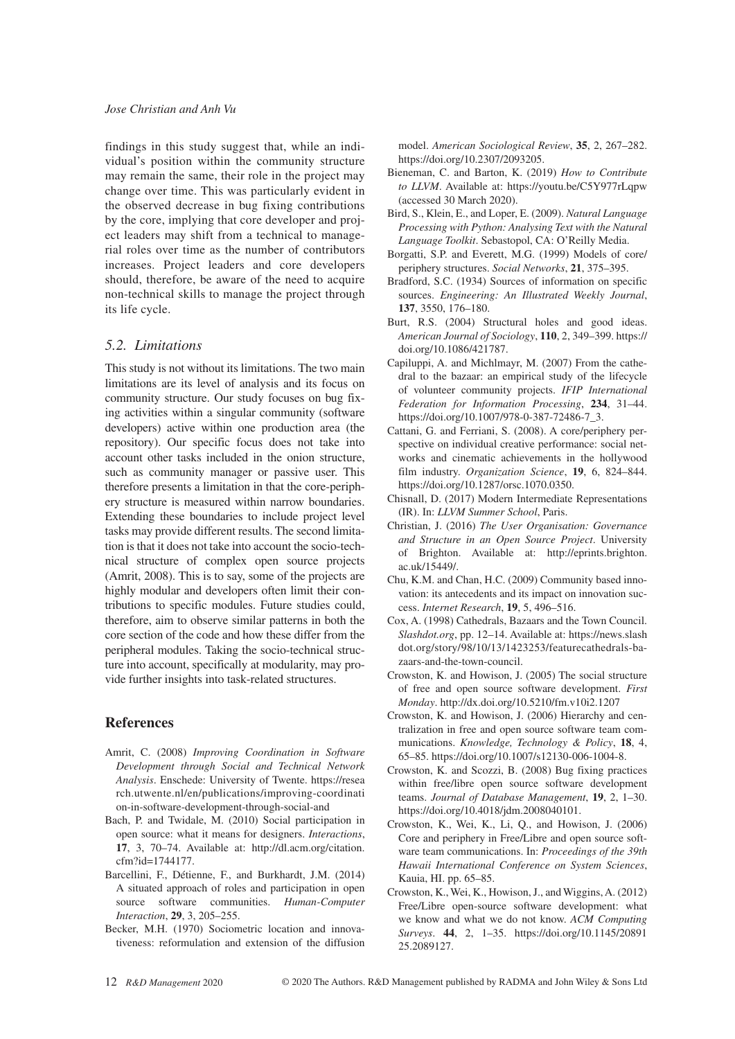findings in this study suggest that, while an individual's position within the community structure may remain the same, their role in the project may change over time. This was particularly evident in the observed decrease in bug fixing contributions by the core, implying that core developer and project leaders may shift from a technical to managerial roles over time as the number of contributors increases. Project leaders and core developers should, therefore, be aware of the need to acquire non-technical skills to manage the project through its life cycle.

### 5.2. Limitations

This study is not without its limitations. The two main limitations are its level of analysis and its focus on community structure. Our study focuses on bug fixing activities within a singular community (software developers) active within one production area (the repository). Our specific focus does not take into account other tasks included in the onion structure, such as community manager or passive user. This therefore presents a limitation in that the core-periphery structure is measured within narrow boundaries. Extending these boundaries to include project level tasks may provide different results. The second limitation is that it does not take into account the socio-technical structure of complex open source projects (Amrit, 2008). This is to say, some of the projects are highly modular and developers often limit their contributions to specific modules. Future studies could, therefore, aim to observe similar patterns in both the core section of the code and how these differ from the peripheral modules. Taking the socio-technical structure into account, specifically at modularity, may provide further insights into task-related structures.

## References

Amrit, C. (2008) *Improving Coordination in Software Development through Social and Technical Network Analysis*. Enschede: University of Twente. https://research.utwente.nl/en/publications/improving-coordination-in-software-development-through-social-and

Bach, P. and Twidale, M. (2010) Social participation in open source: what it means for designers. *Interactions*, **17**, 3, 70–74. Available at: http://dl.acm.org/citation.cfm?id=1744177.

Barcellini, F., Détienne, F., and Burkhardt, J.M. (2014) A situated approach of roles and participation in open source software communities. *Human-Computer Interaction*, **29**, 3, 205–255.

Becker, M.H. (1970) Sociometric location and innovativeness: reformulation and extension of the diffusion model. *American Sociological Review*, **35**, 2, 267–282. https://doi.org/10.2307/2093205.

Bieneman, C. and Barton, K. (2019) *How to Contribute to LLVM*. Available at: https://youtu.be/C5Y977rLqpw (accessed 30 March 2020).

Bird, S., Klein, E., and Loper, E. (2009). *Natural Language Processing with Python: Analysing Text with the Natural Language Toolkit*. Sebastopol, CA: O'Reilly Media.

Borgatti, S.P. and Everett, M.G. (1999) Models of core/periphery structures. *Social Networks*, **21**, 375–395.

Bradford, S.C. (1934) Sources of information on specific sources. *Engineering: An Illustrated Weekly Journal*, **137**, 3550, 176–180.

Burt, R.S. (2004) Structural holes and good ideas. *American Journal of Sociology*, **110**, 2, 349–399. https://doi.org/10.1086/421787.

Capiluppi, A. and Michlmayr, M. (2007) From the cathedral to the bazaar: an empirical study of the lifecycle of volunteer community projects. *IFIP International Federation for Information Processing*, **234**, 31–44. https://doi.org/10.1007/978-0-387-72486-7_3.

Cattani, G. and Ferriani, S. (2008). A core/periphery perspective on individual creative performance: social networks and cinematic achievements in the hollywood film industry. *Organization Science*, **19**, 6, 824–844. https://doi.org/10.1287/orsc.1070.0350.

Chisnall, D. (2017) Modern Intermediate Representations (IR). In: *LLVM Summer School*, Paris.

Christian, J. (2016) *The User Organisation: Governance and Structure in an Open Source Project*. University of Brighton. Available at: http://eprints.brighton.ac.uk/15449/.

Chu, K.M. and Chan, H.C. (2009) Community based innovation: its antecedents and its impact on innovation success. *Internet Research*, **19**, 5, 496–516.

Cox, A. (1998) Cathedrals, Bazaars and the Town Council. *Slashdot.org*, pp. 12–14. Available at: https://news.slashdot.org/story/98/10/13/1423253/featurecathedrals-bazaars-and-the-town-council.

Crowston, K. and Howison, J. (2005) The social structure of free and open source software development. *First Monday*. http://dx.doi.org/10.5210/fm.v10i2.1207

Crowston, K. and Howison, J. (2006) Hierarchy and centralization in free and open source software team communications. *Knowledge, Technology & Policy*, **18**, 4, 65–85. https://doi.org/10.1007/s12130-006-1004-8.

Crowston, K. and Scozzi, B. (2008) Bug fixing practices within free/libre open source software development teams. *Journal of Database Management*, **19**, 2, 1–30. https://doi.org/10.4018/jdm.2008040101.

Crowston, K., Wei, K., Li, Q., and Howison, J. (2006) Core and periphery in Free/Libre and open source software team communications. In: *Proceedings of the 39th Hawaii International Conference on System Sciences*, Kauia, HI. pp. 65–85.

Crowston, K., Wei, K., Howison, J., and Wiggins, A. (2012) Free/Libre open-source software development: what we know and what we do not know. *ACM Computing Surveys*. **44**, 2, 1–35. https://doi.org/10.1145/2089125.2089127.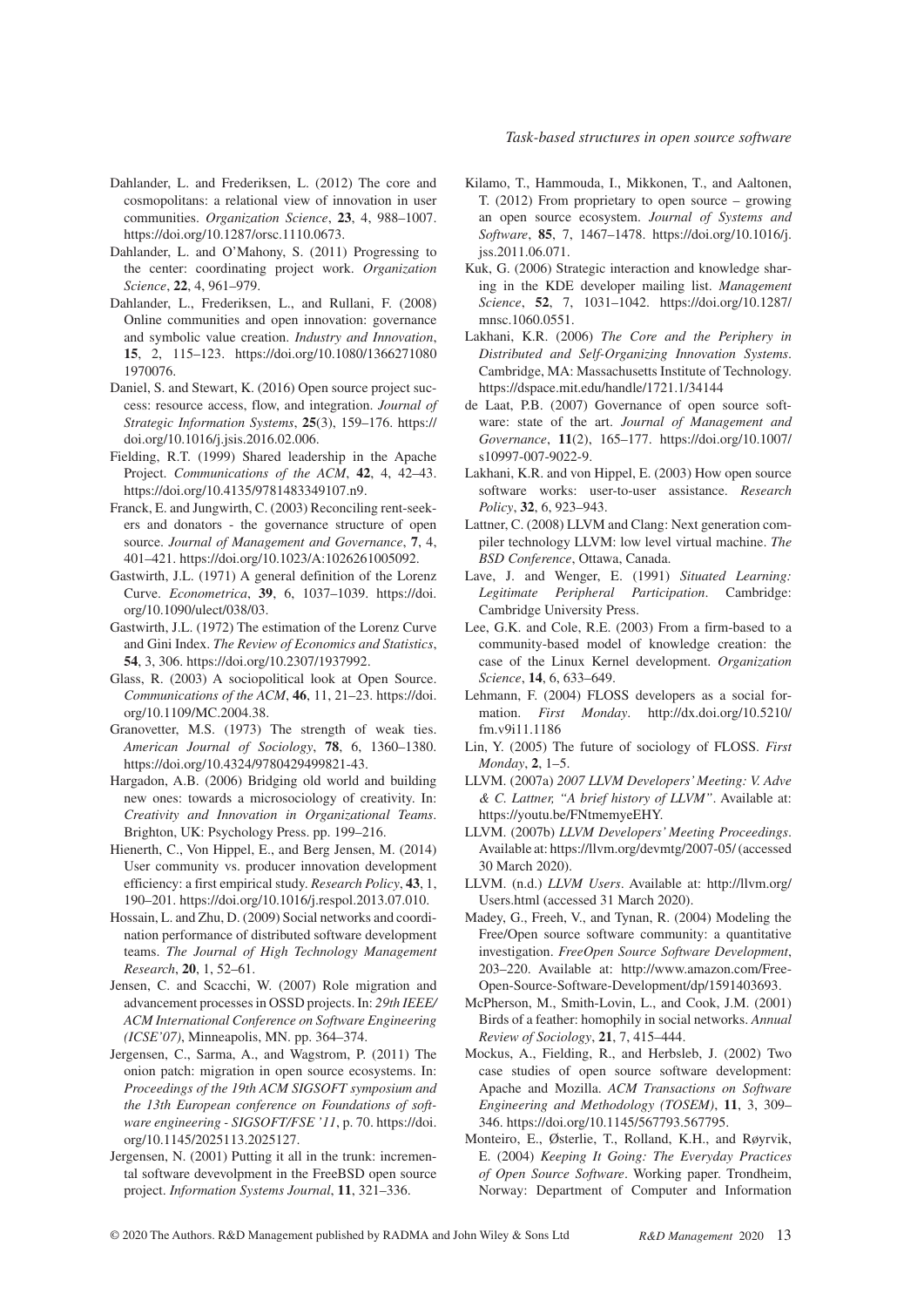Dahlander, L. and Frederiksen, L. (2012) The core and cosmopolitans: a relational view of innovation in user communities. *Organization Science*, **23**, 4, 988–1007. https://doi.org/10.1287/orsc.1110.0673.

Dahlander, L. and O'Mahony, S. (2011) Progressing to the center: coordinating project work. *Organization Science*, **22**, 4, 961–979.

Dahlander, L., Frederiksen, L., and Rullani, F. (2008) Online communities and open innovation: governance and symbolic value creation. *Industry and Innovation*, **15**, 2, 115–123. https://doi.org/10.1080/13662710801970076.

Daniel, S. and Stewart, K. (2016) Open source project success: resource access, flow, and integration. *Journal of Strategic Information Systems*, **25**(3), 159–176. https://doi.org/10.1016/j.jsis.2016.02.006.

Fielding, R.T. (1999) Shared leadership in the Apache Project. *Communications of the ACM*, **42**, 4, 42–43. https://doi.org/10.4135/9781483349107.n9.

Franck, E. and Jungwirth, C. (2003) Reconciling rent-seekers and donators - the governance structure of open source. *Journal of Management and Governance*, **7**, 4, 401–421. https://doi.org/10.1023/A:1026261005092.

Gastwirth, J.L. (1971) A general definition of the Lorenz Curve. *Econometrica*, **39**, 6, 1037–1039. https://doi.org/10.1090/ulect/038/03.

Gastwirth, J.L. (1972) The estimation of the Lorenz Curve and Gini Index. *The Review of Economics and Statistics*, **54**, 3, 306. https://doi.org/10.2307/1937992.

Glass, R. (2003) A sociopolitical look at Open Source. *Communications of the ACM*, **46**, 11, 21–23. https://doi.org/10.1109/MC.2004.38.

Granovetter, M.S. (1973) The strength of weak ties. *American Journal of Sociology*, **78**, 6, 1360–1380. https://doi.org/10.4324/9780429499821-43.

Hargadon, A.B. (2006) Bridging old world and building new ones: towards a microsociology of creativity. In: *Creativity and Innovation in Organizational Teams*. Brighton, UK: Psychology Press. pp. 199–216.

Hienerth, C., Von Hippel, E., and Berg Jensen, M. (2014) User community vs. producer innovation development efficiency: a first empirical study. *Research Policy*, **43**, 1, 190–201. https://doi.org/10.1016/j.respol.2013.07.010.

Hossain, L. and Zhu, D. (2009) Social networks and coordination performance of distributed software development teams. *The Journal of High Technology Management Research*, **20**, 1, 52–61.

Jensen, C. and Scacchi, W. (2007) Role migration and advancement processes in OSSD projects. In: *29th IEEE/ACM International Conference on Software Engineering (ICSE'07)*, Minneapolis, MN. pp. 364–374.

Jergensen, C., Sarma, A., and Wagstrom, P. (2011) The onion patch: migration in open source ecosystems. In: *Proceedings of the 19th ACM SIGSOFT symposium and the 13th European conference on Foundations of software engineering - SIGSOFT/FSE '11*, p. 70. https://doi.org/10.1145/2025113.2025127.

Jergensen, N. (2001) Putting it all in the trunk: incremental software devevolpment in the FreeBSD open source project. *Information Systems Journal*, **11**, 321–336.

Kilamo, T., Hammouda, I., Mikkonen, T., and Aaltonen, T. (2012) From proprietary to open source – growing an open source ecosystem. *Journal of Systems and Software*, **85**, 7, 1467–1478. https://doi.org/10.1016/j.jss.2011.06.071.

Kuk, G. (2006) Strategic interaction and knowledge sharing in the KDE developer mailing list. *Management Science*, **52**, 7, 1031–1042. https://doi.org/10.1287/mnsc.1060.0551.

Lakhani, K.R. (2006) *The Core and the Periphery in Distributed and Self-Organizing Innovation Systems*. Cambridge, MA: Massachusetts Institute of Technology. https://dspace.mit.edu/handle/1721.1/34144

de Laat, P.B. (2007) Governance of open source software: state of the art. *Journal of Management and Governance*, **11**(2), 165–177. https://doi.org/10.1007/s10997-007-9022-9.

Lakhani, K.R. and von Hippel, E. (2003) How open source software works: user-to-user assistance. *Research Policy*, **32**, 6, 923–943.

Lattner, C. (2008) LLVM and Clang: Next generation compiler technology LLVM: low level virtual machine. *The BSD Conference*, Ottawa, Canada.

Lave, J. and Wenger, E. (1991) *Situated Learning: Legitimate Peripheral Participation*. Cambridge: Cambridge University Press.

Lee, G.K. and Cole, R.E. (2003) From a firm-based to a community-based model of knowledge creation: the case of the Linux Kernel development. *Organization Science*, **14**, 6, 633–649.

Lehmann, F. (2004) FLOSS developers as a social formation. *First Monday*. http://dx.doi.org/10.5210/fm.v9i11.1186

Lin, Y. (2005) The future of sociology of FLOSS. *First Monday*, **2**, 1–5.

LLVM. (2007a) *2007 LLVM Developers' Meeting: V. Adve & C. Lattner, "A brief history of LLVM"*. Available at: https://youtu.be/FNtmemyeEHY.

LLVM. (2007b) *LLVM Developers' Meeting Proceedings*. Available at: https://llvm.org/devmtg/2007-05/ (accessed 30 March 2020).

LLVM. (n.d.) *LLVM Users*. Available at: http://llvm.org/Users.html (accessed 31 March 2020).

Madey, G., Freeh, V., and Tynan, R. (2004) Modeling the Free/Open source software community: a quantitative investigation. *FreeOpen Source Software Development*, 203–220. Available at: http://www.amazon.com/Free-Open-Source-Software-Development/dp/1591403693.

McPherson, M., Smith-Lovin, L., and Cook, J.M. (2001) Birds of a feather: homophily in social networks. *Annual Review of Sociology*, **21**, 7, 415–444.

Mockus, A., Fielding, R., and Herbsleb, J. (2002) Two case studies of open source software development: Apache and Mozilla. *ACM Transactions on Software Engineering and Methodology (TOSEM)*, **11**, 3, 309–346. https://doi.org/10.1145/567793.567795.

Monteiro, E., Østerlie, T., Rolland, K.H., and Røyrvik, E. (2004) *Keeping It Going: The Everyday Practices of Open Source Software*. Working paper. Trondheim, Norway: Department of Computer and Information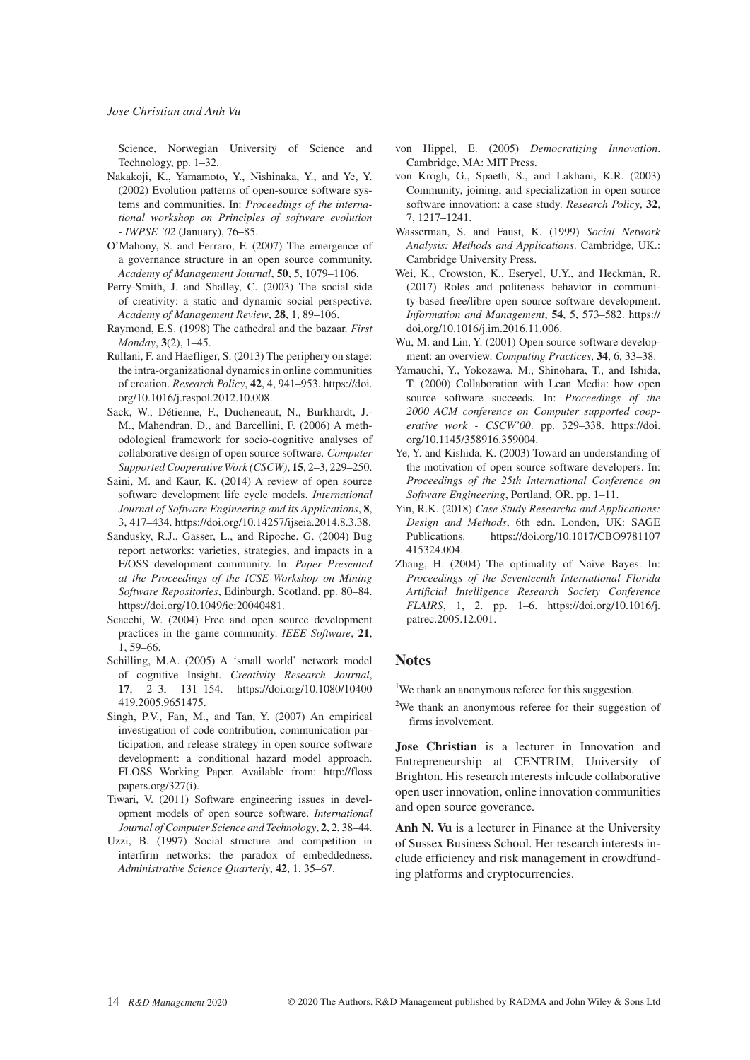Science, Norwegian University of Science and Technology, pp. 1–32.

Nakakoji, K., Yamamoto, Y., Nishinaka, Y., and Ye, Y. (2002) Evolution patterns of open-source software systems and communities. In: *Proceedings of the international workshop on Principles of software evolution - IWPSE '02* (January), 76–85.

O'Mahony, S. and Ferraro, F. (2007) The emergence of a governance structure in an open source community. *Academy of Management Journal*, **50**, 5, 1079–1106.

Perry-Smith, J. and Shalley, C. (2003) The social side of creativity: a static and dynamic social perspective. *Academy of Management Review*, **28**, 1, 89–106.

Raymond, E.S. (1998) The cathedral and the bazaar. *First Monday*, **3**(2), 1–45.

Rullani, F. and Haefliger, S. (2013) The periphery on stage: the intra-organizational dynamics in online communities of creation. *Research Policy*, **42**, 4, 941–953. https://doi.org/10.1016/j.respol.2012.10.008.

Sack, W., Détienne, F., Ducheneaut, N., Burkhardt, J.-M., Mahendran, D., and Barcellini, F. (2006) A methodological framework for socio-cognitive analyses of collaborative design of open source software. *Computer Supported Cooperative Work (CSCW)*, **15**, 2–3, 229–250.

Saini, M. and Kaur, K. (2014) A review of open source software development life cycle models. *International Journal of Software Engineering and its Applications*, **8**, 3, 417–434. https://doi.org/10.14257/ijseia.2014.8.3.38.

Sandusky, R.J., Gasser, L., and Ripoche, G. (2004) Bug report networks: varieties, strategies, and impacts in a F/OSS development community. In: *Paper Presented at the Proceedings of the ICSE Workshop on Mining Software Repositories*, Edinburgh, Scotland. pp. 80–84. https://doi.org/10.1049/ic:20040481.

Scacchi, W. (2004) Free and open source development practices in the game community. *IEEE Software*, **21**, 1, 59–66.

Schilling, M.A. (2005) A 'small world' network model of cognitive Insight. *Creativity Research Journal*, **17**, 2–3, 131–154. https://doi.org/10.1080/10400419.2005.9651475.

Singh, P.V., Fan, M., and Tan, Y. (2007) An empirical investigation of code contribution, communication participation, and release strategy in open source software development: a conditional hazard model approach. FLOSS Working Paper. Available from: http://flosspapers.org/327(i).

Tiwari, V. (2011) Software engineering issues in development models of open source software. *International Journal of Computer Science and Technology*, **2**, 2, 38–44.

Uzzi, B. (1997) Social structure and competition in interfirm networks: the paradox of embeddedness. *Administrative Science Quarterly*, **42**, 1, 35–67.

von Hippel, E. (2005) *Democratizing Innovation*. Cambridge, MA: MIT Press.

von Krogh, G., Spaeth, S., and Lakhani, K.R. (2003) Community, joining, and specialization in open source software innovation: a case study. *Research Policy*, **32**, 7, 1217–1241.

Wasserman, S. and Faust, K. (1999) *Social Network Analysis: Methods and Applications*. Cambridge, UK.: Cambridge University Press.

Wei, K., Crowston, K., Eseryel, U.Y., and Heckman, R. (2017) Roles and politeness behavior in community-based free/libre open source software development. *Information and Management*, **54**, 5, 573–582. https://doi.org/10.1016/j.im.2016.11.006.

Wu, M. and Lin, Y. (2001) Open source software development: an overview. *Computing Practices*, **34**, 6, 33–38.

Yamauchi, Y., Yokozawa, M., Shinohara, T., and Ishida, T. (2000) Collaboration with Lean Media: how open source software succeeds. In: *Proceedings of the 2000 ACM conference on Computer supported cooperative work - CSCW'00*. pp. 329–338. https://doi.org/10.1145/358916.359004.

Ye, Y. and Kishida, K. (2003) Toward an understanding of the motivation of open source software developers. In: *Proceedings of the 25th International Conference on Software Engineering*, Portland, OR. pp. 1–11.

Yin, R.K. (2018) *Case Study Researcha and Applications: Design and Methods*, 6th edn. London, UK: SAGE Publications. https://doi.org/10.1017/CBO9781107415324.004.

Zhang, H. (2004) The optimality of Naive Bayes. In: *Proceedings of the Seventeenth International Florida Artificial Intelligence Research Society Conference FLAIRS*, 1, 2. pp. 1–6. https://doi.org/10.1016/j.patrec.2005.12.001.

## Notes

[1]We thank an anonymous referee for this suggestion.

[2]We thank an anonymous referee for their suggestion of firms involvement.

**Jose Christian** is a lecturer in Innovation and Entrepreneurship at CENTRIM, University of Brighton. His research interests inlcude collaborative open user innovation, online innovation communities and open source goverance.

**Anh N. Vu** is a lecturer in Finance at the University of Sussex Business School. Her research interests include efficiency and risk management in crowdfunding platforms and cryptocurrencies.